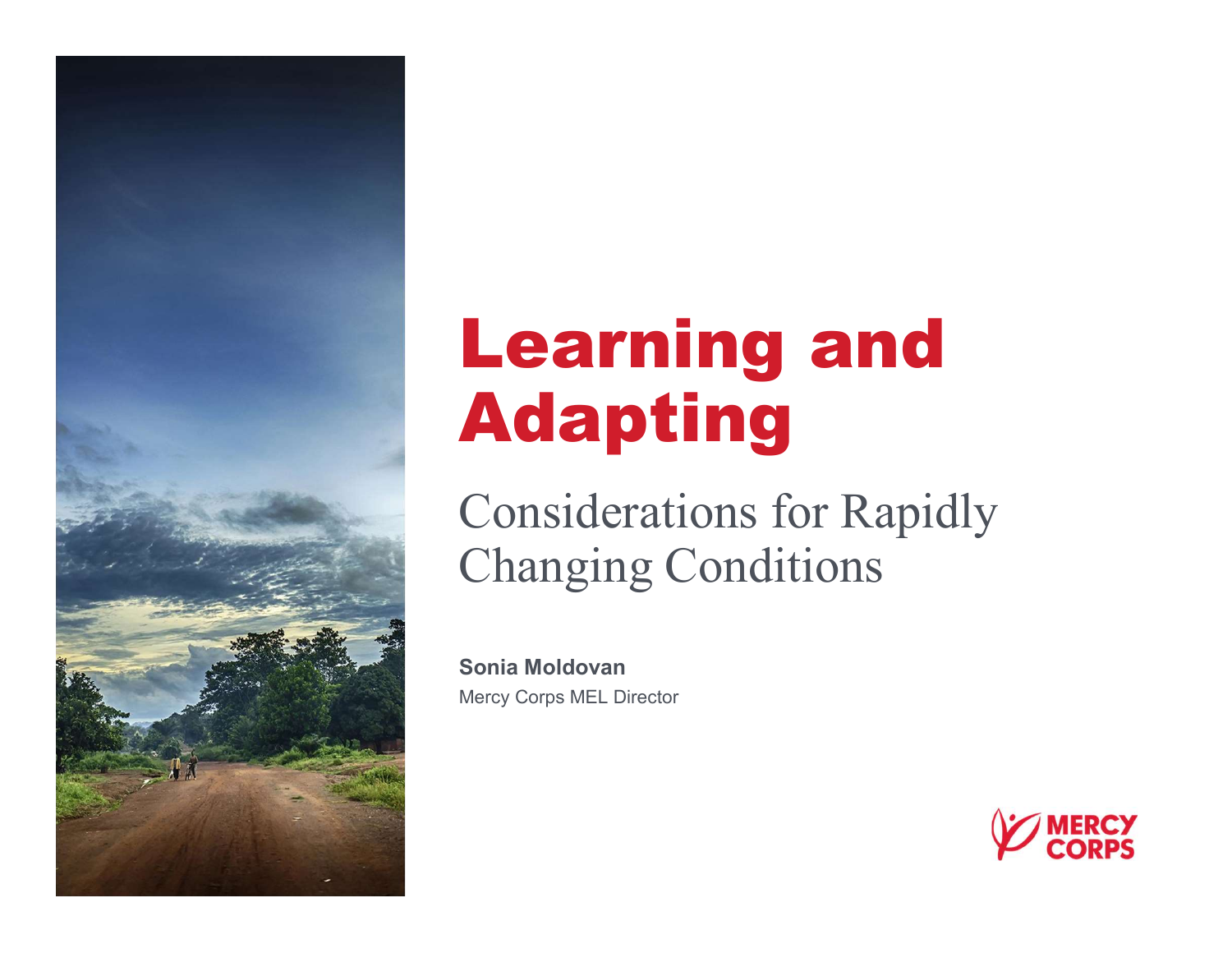# Learning and Adapting

## Considerations for Rapidly Changing Conditions

**Sonia Moldovan**

Mercy Corps MEL Director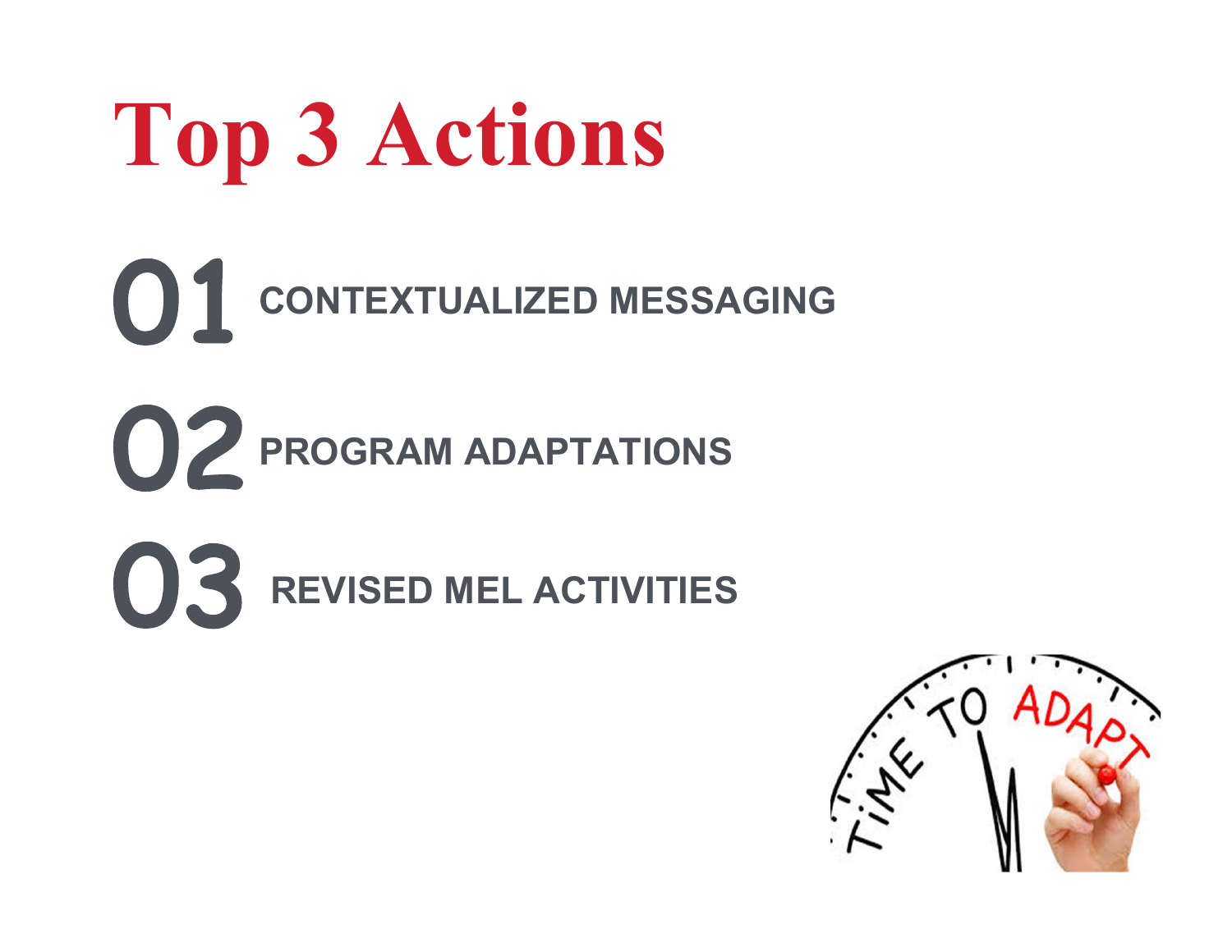# Top 3 Actions

01 CONTEXTUALIZED MESSAGING

02 PROGRAM ADAPTATIONS

03 REVISED MEL ACTIVITIES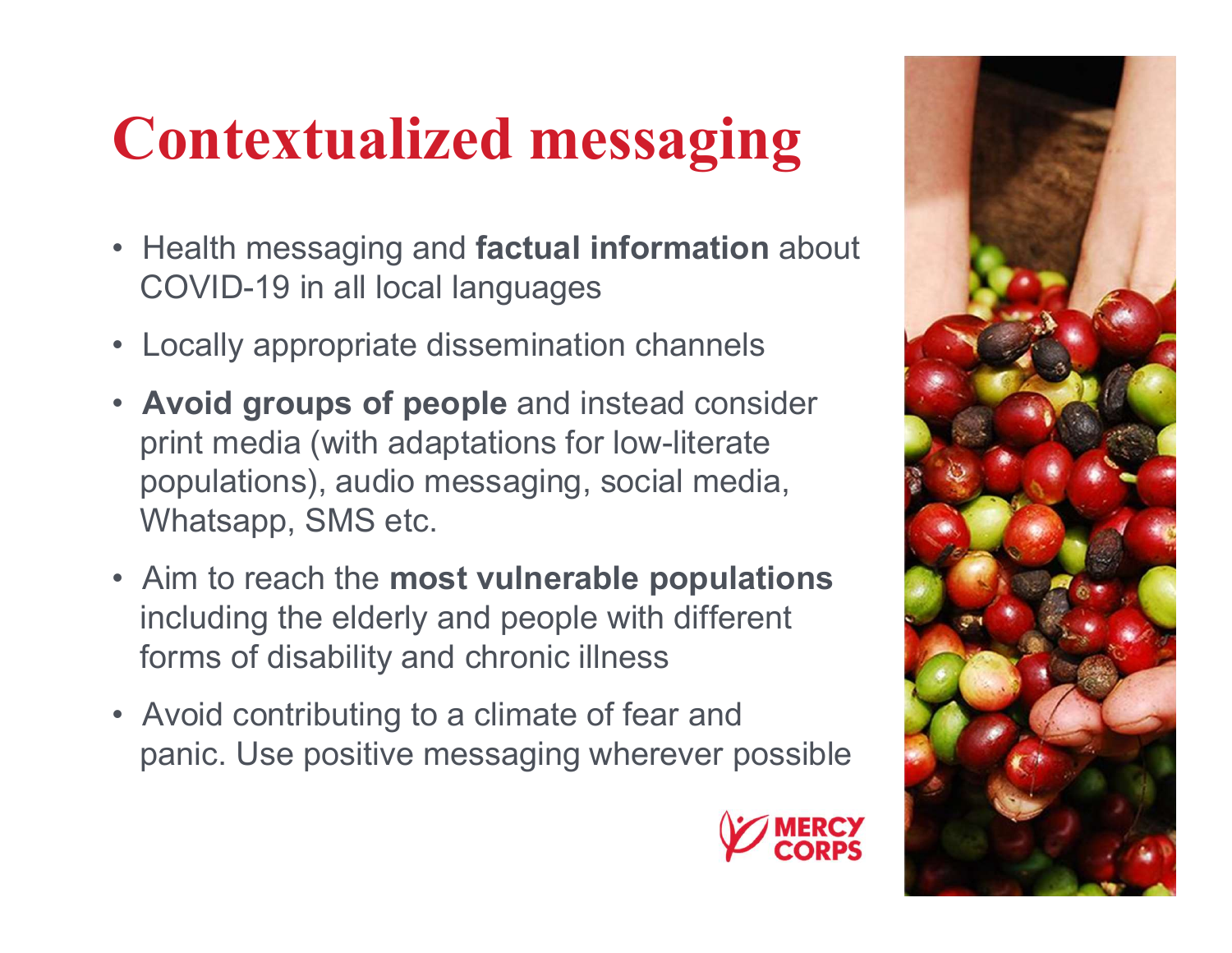# Contextualized messaging

- Health messaging and **factual information** about COVID-19 in all local languages
- Locally appropriate dissemination channels
- **Avoid groups of people** and instead consider print media (with adaptations for low-literate populations), audio messaging, social media, Whatsapp, SMS etc.
- Aim to reach the **most vulnerable populations** including the elderly and people with different forms of disability and chronic illness
- Avoid contributing to a climate of fear and panic. Use positive messaging wherever possible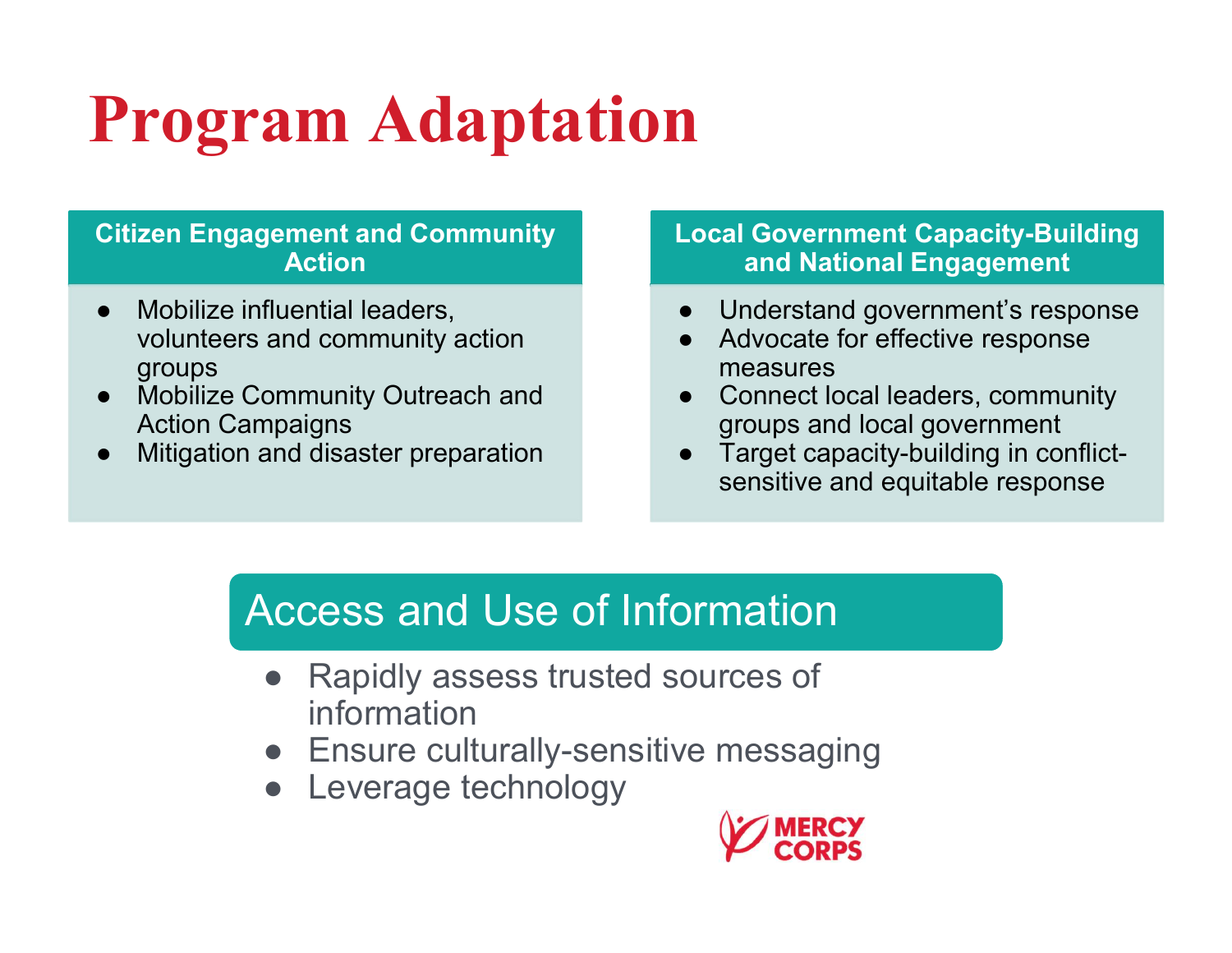# Program Adaptation

## Citizen Engagement and Community Action

- Mobilize influential leaders, volunteers and community action groups
- Mobilize Community Outreach and Action Campaigns
- Mitigation and disaster preparation

## Local Government Capacity-Building and National Engagement

- Understand government's response
- Advocate for effective response measures
- Connect local leaders, community groups and local government
- Target capacity-building in conflict-sensitive and equitable response

## Access and Use of Information

- Rapidly assess trusted sources of information
- Ensure culturally-sensitive messaging
- Leverage technology

MERCY CORPS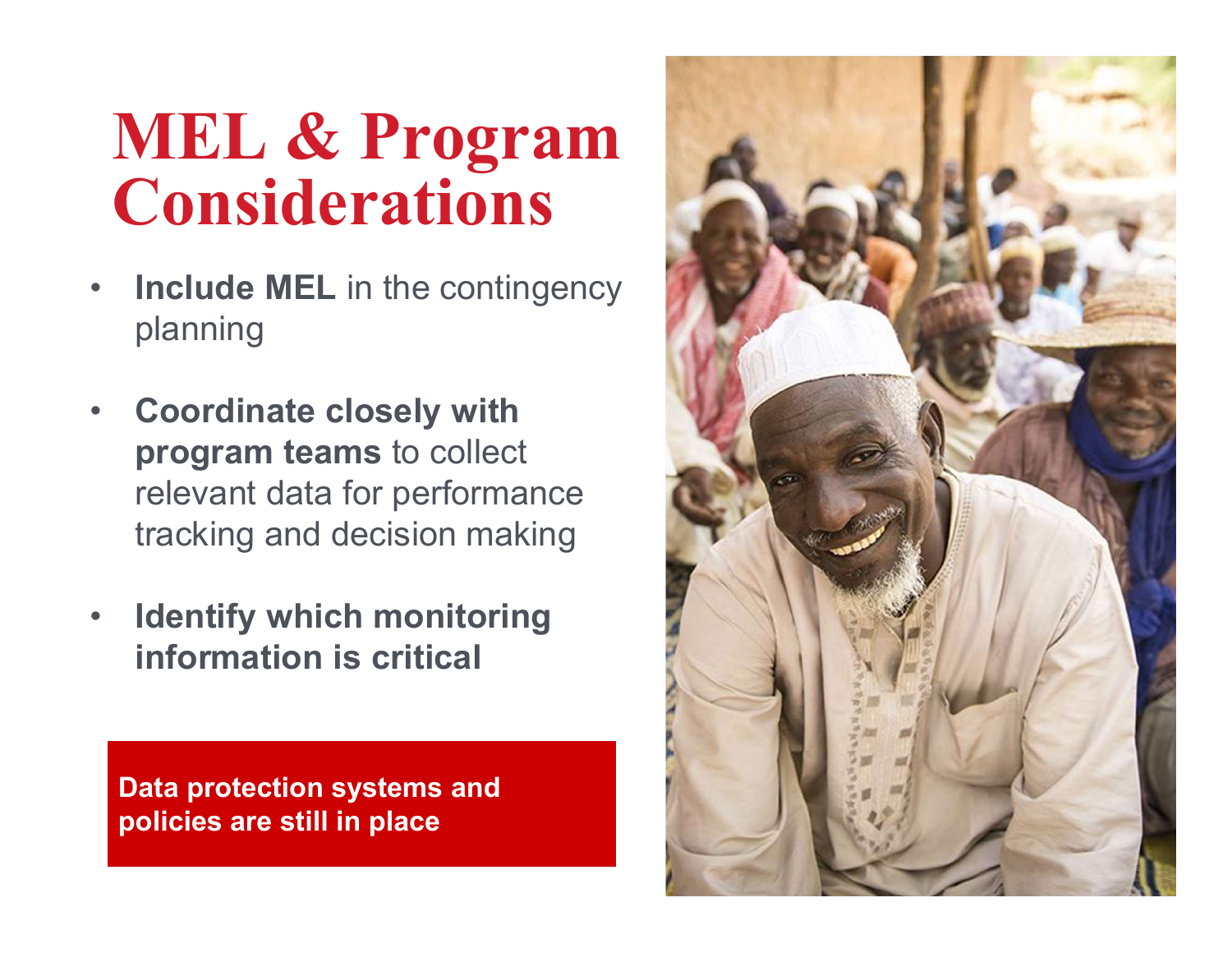# MEL & Program Considerations

- **Include MEL** in the contingency planning
- **Coordinate closely with program teams** to collect relevant data for performance tracking and decision making
- **Identify which monitoring information is critical**

**Data protection systems and policies are still in place**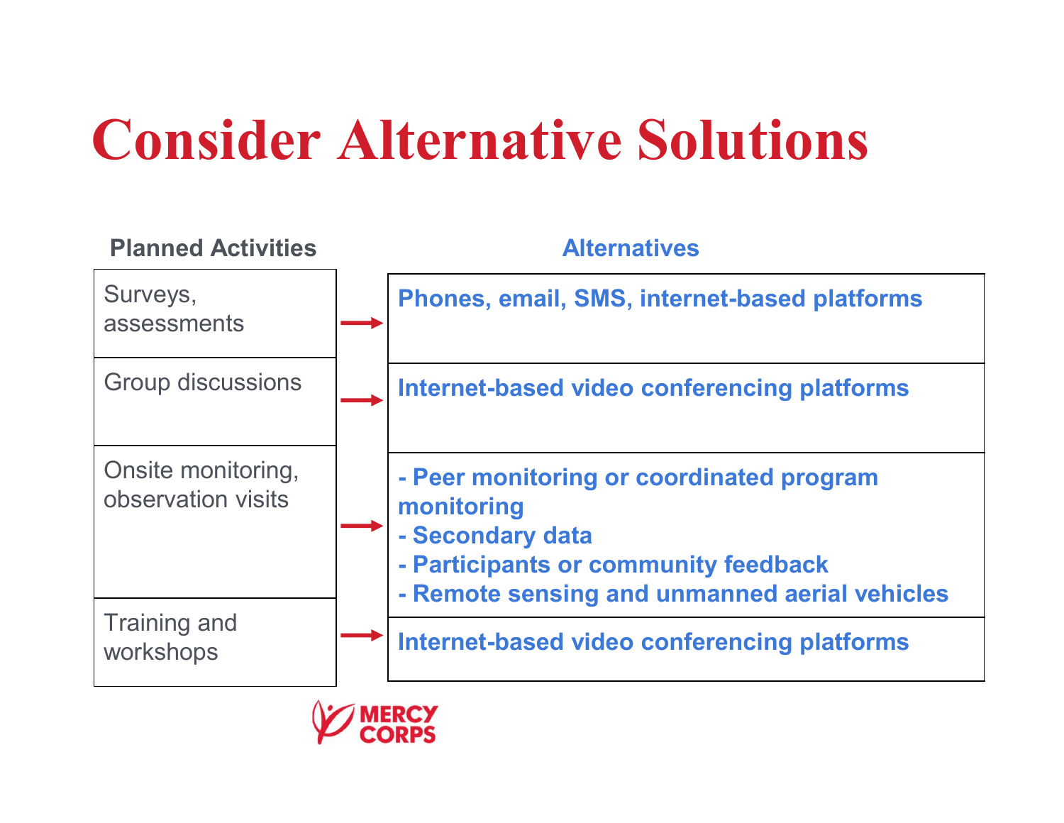# Consider Alternative Solutions

| Planned Activities | Alternatives |
| --- | --- |
| Surveys, assessments | **Phones, email, SMS, internet-based platforms** |
| Group discussions | **Internet-based video conferencing platforms** |
| Onsite monitoring, observation visits | **- Peer monitoring or coordinated program monitoring<br>- Secondary data<br>- Participants or community feedback<br>- Remote sensing and unmanned aerial vehicles** |
| Training and workshops | **Internet-based video conferencing platforms** |

MERCY CORPS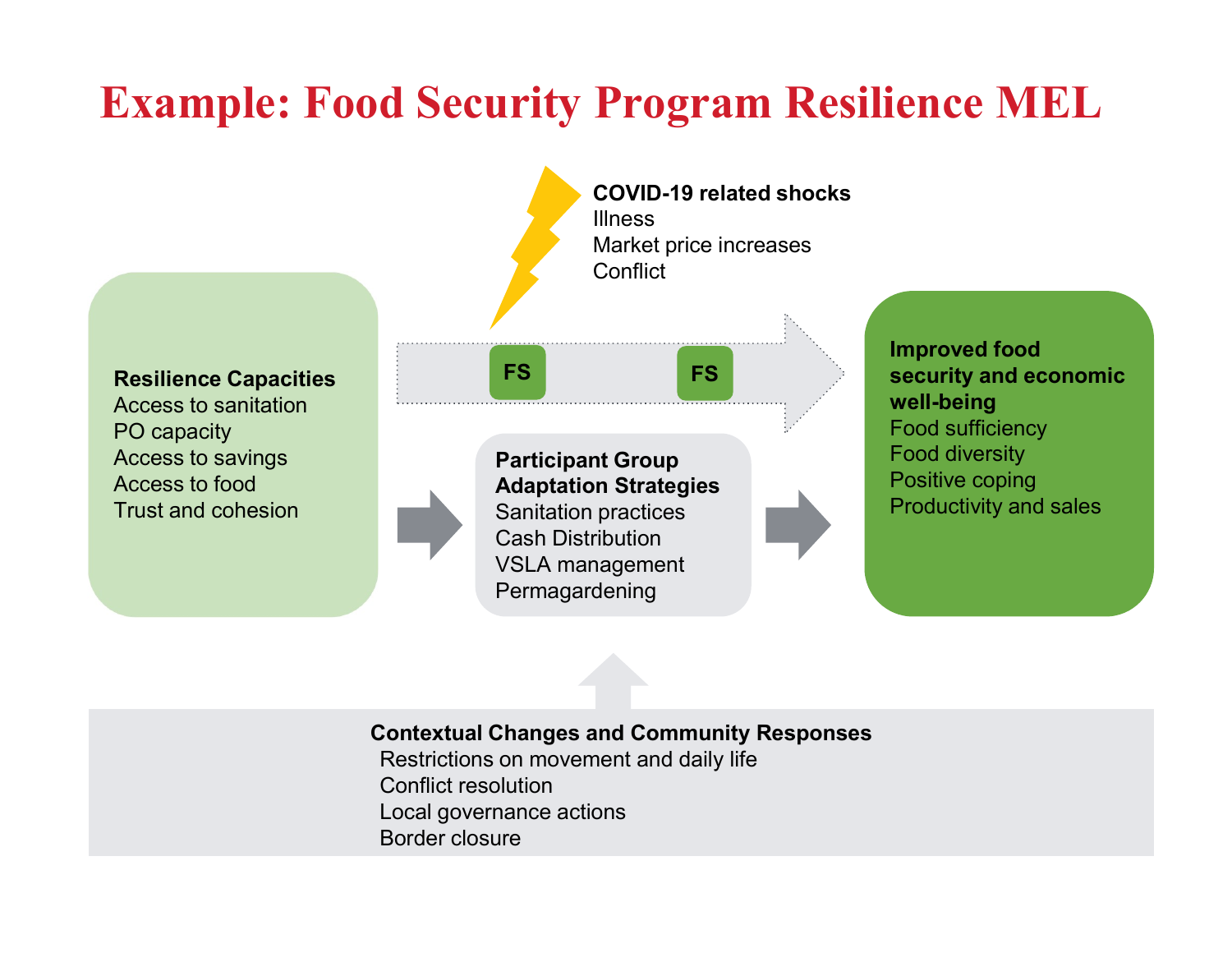# Example: Food Security Program Resilience MEL

**COVID-19 related shocks**
Illness
Market price increases
Conflict

**Resilience Capacities**
Access to sanitation
PO capacity
Access to savings
Access to food
Trust and cohesion

FS

FS

**Participant Group Adaptation Strategies**
Sanitation practices
Cash Distribution
VSLA management
Permagardening

**Improved food security and economic well-being**
Food sufficiency
Food diversity
Positive coping
Productivity and sales

**Contextual Changes and Community Responses**
Restrictions on movement and daily life
Conflict resolution
Local governance actions
Border closure